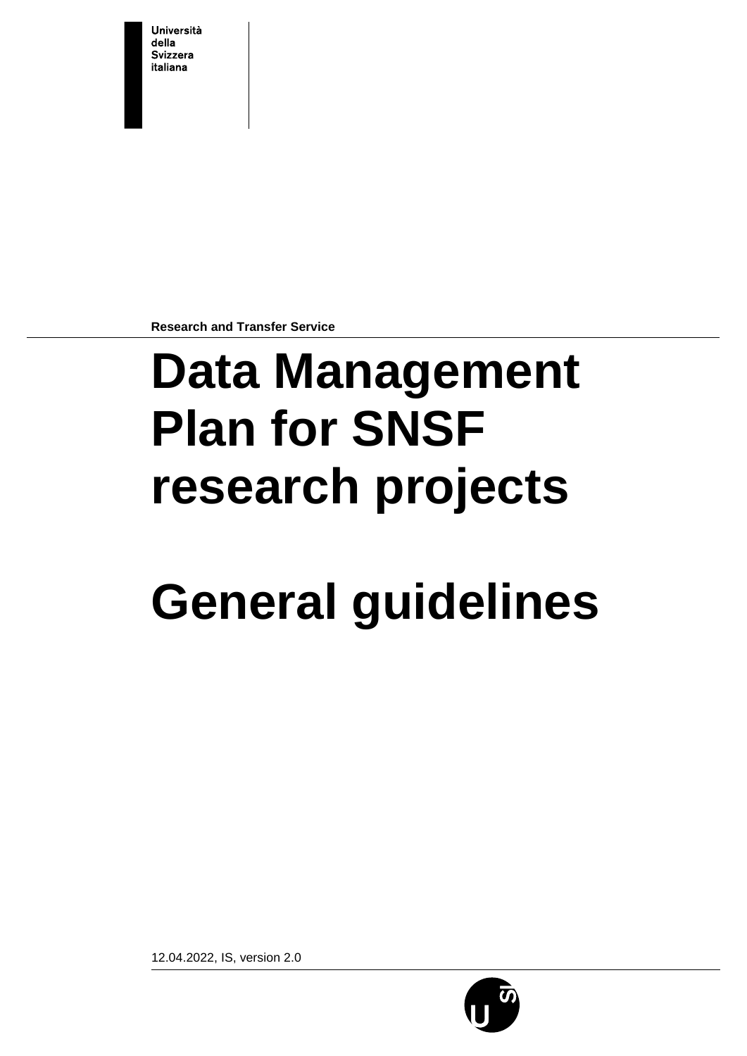Università
della
Svizzera
italiana

**Research and Transfer Service**

# Data Management Plan for SNSF research projects

# General guidelines

12.04.2022, IS, version 2.0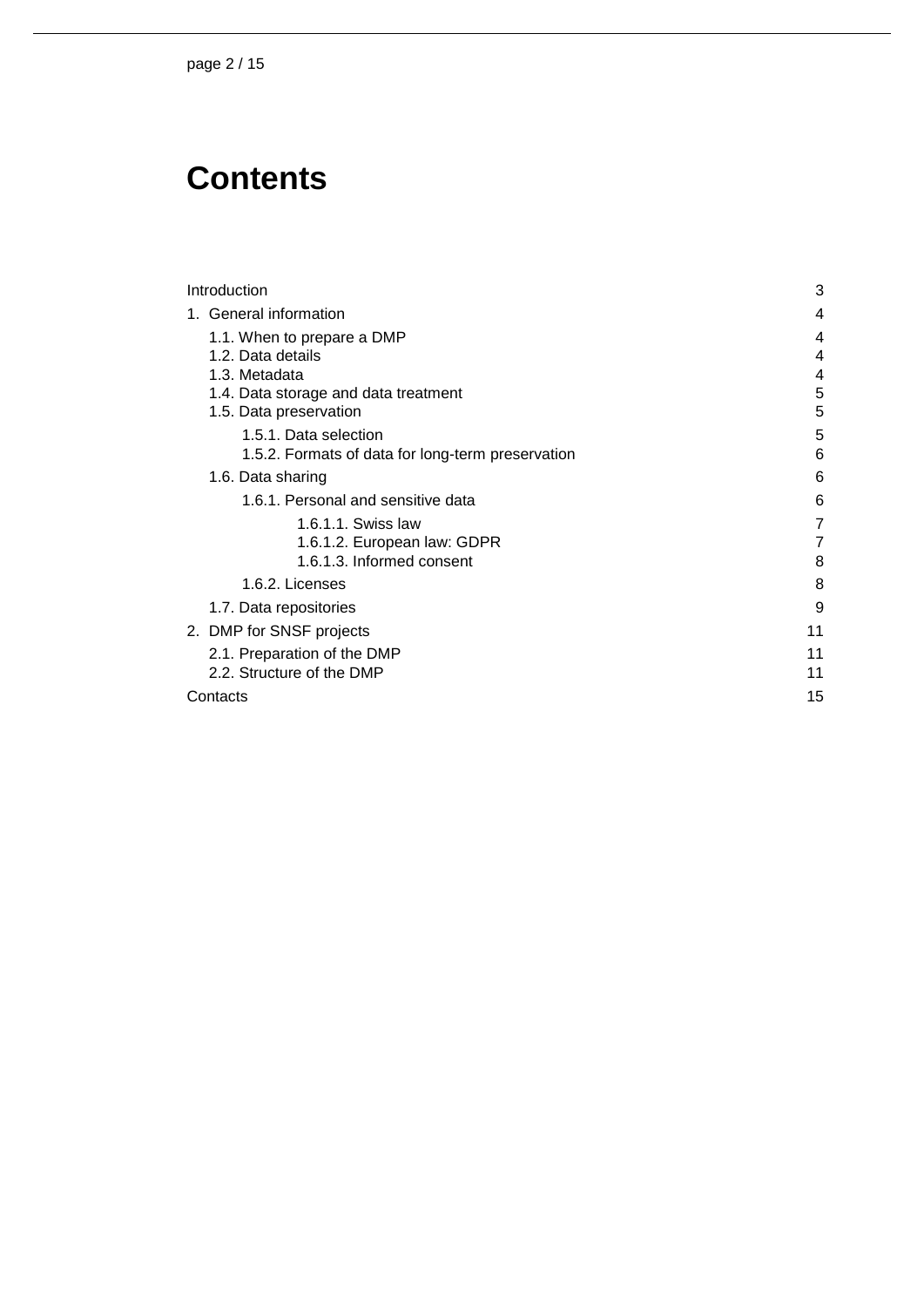# Contents

- Introduction 3
- 1. General information 4
  - 1.1. When to prepare a DMP 4
  - 1.2. Data details 4
  - 1.3. Metadata 4
  - 1.4. Data storage and data treatment 5
  - 1.5. Data preservation 5
    - 1.5.1. Data selection 5
    - 1.5.2. Formats of data for long-term preservation 6
  - 1.6. Data sharing 6
    - 1.6.1. Personal and sensitive data 6
      - 1.6.1.1. Swiss law 7
      - 1.6.1.2. European law: GDPR 7
      - 1.6.1.3. Informed consent 8
    - 1.6.2. Licenses 8
  - 1.7. Data repositories 9
- 2. DMP for SNSF projects 11
  - 2.1. Preparation of the DMP 11
  - 2.2. Structure of the DMP 11
- Contacts 15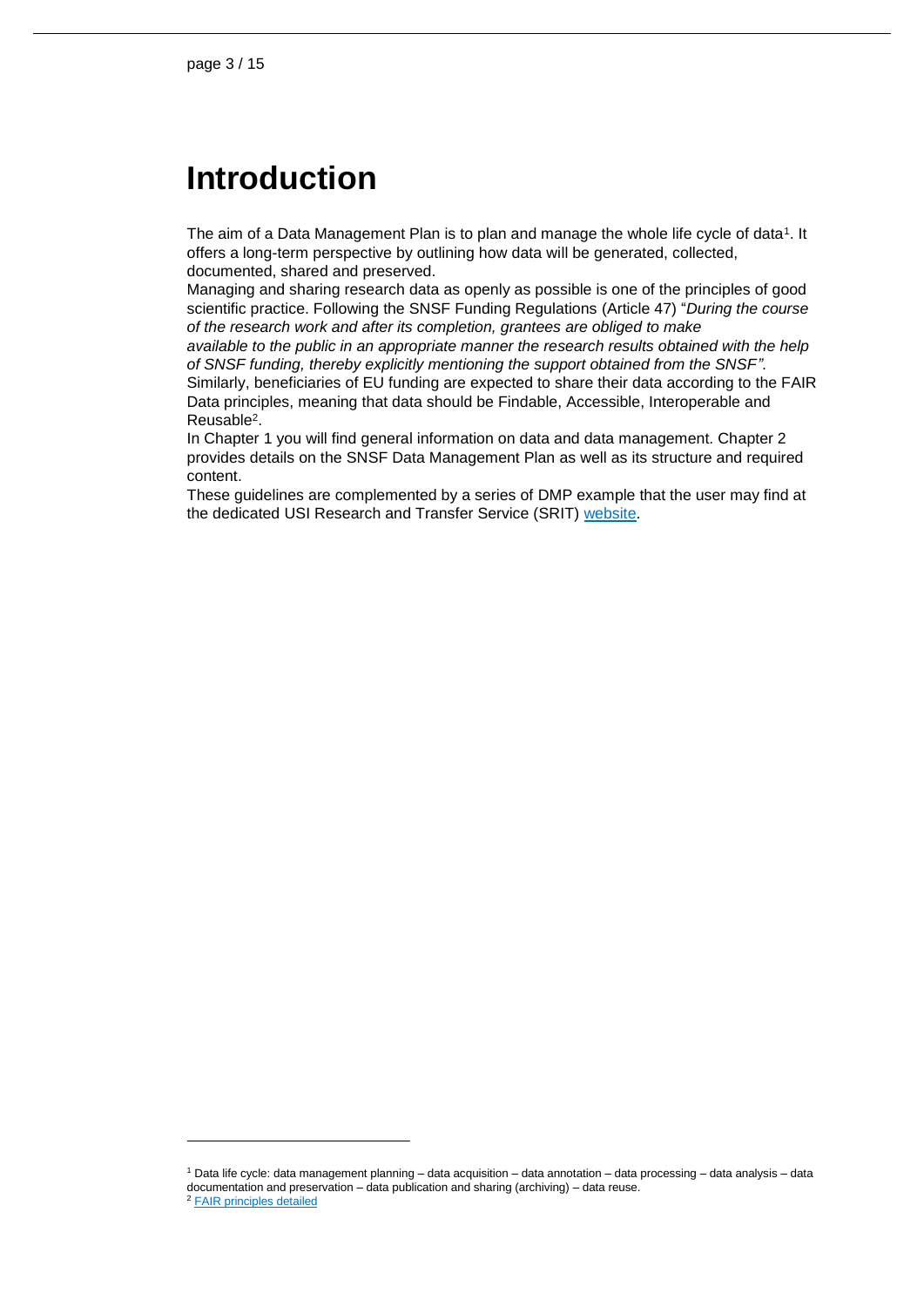# Introduction

The aim of a Data Management Plan is to plan and manage the whole life cycle of data[1]. It offers a long-term perspective by outlining how data will be generated, collected, documented, shared and preserved.

Managing and sharing research data as openly as possible is one of the principles of good scientific practice. Following the SNSF Funding Regulations (Article 47) "*During the course of the research work and after its completion, grantees are obliged to make available to the public in an appropriate manner the research results obtained with the help of SNSF funding, thereby explicitly mentioning the support obtained from the SNSF"*.

Similarly, beneficiaries of EU funding are expected to share their data according to the FAIR Data principles, meaning that data should be Findable, Accessible, Interoperable and Reusable[2].

In Chapter 1 you will find general information on data and data management. Chapter 2 provides details on the SNSF Data Management Plan as well as its structure and required content.

These guidelines are complemented by a series of DMP example that the user may find at the dedicated USI Research and Transfer Service (SRIT) website.

---

[1] Data life cycle: data management planning – data acquisition – data annotation – data processing – data analysis – data documentation and preservation – data publication and sharing (archiving) – data reuse.

[2] FAIR principles detailed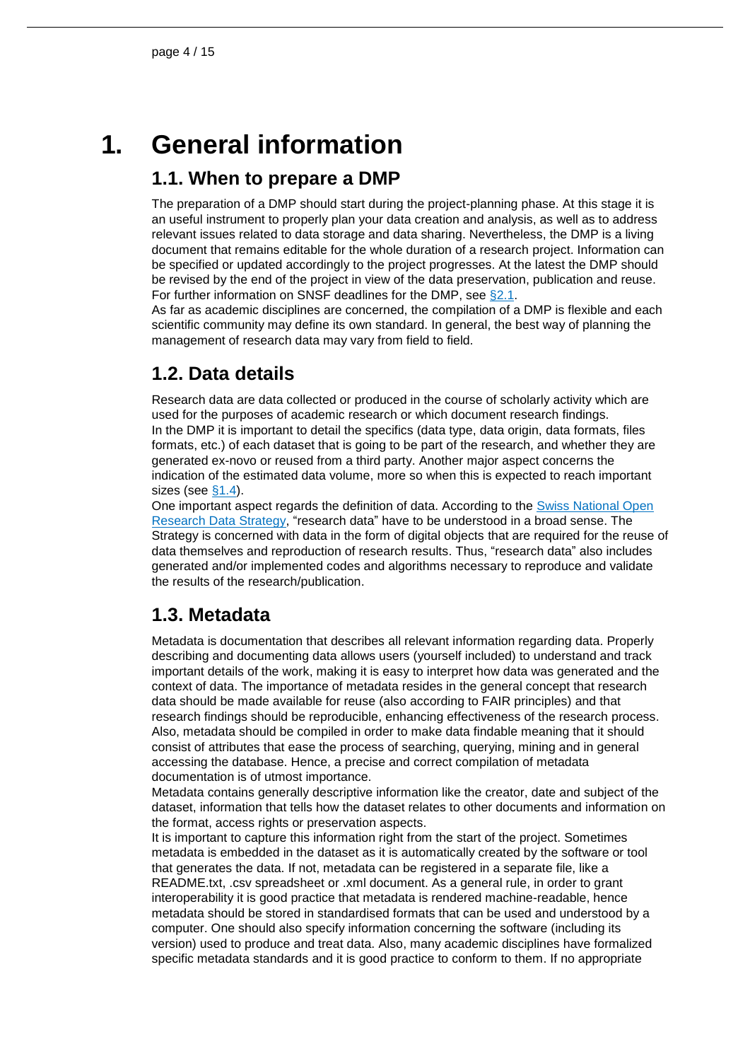# 1. General information

## 1.1. When to prepare a DMP

The preparation of a DMP should start during the project-planning phase. At this stage it is an useful instrument to properly plan your data creation and analysis, as well as to address relevant issues related to data storage and data sharing. Nevertheless, the DMP is a living document that remains editable for the whole duration of a research project. Information can be specified or updated accordingly to the project progresses. At the latest the DMP should be revised by the end of the project in view of the data preservation, publication and reuse. For further information on SNSF deadlines for the DMP, see §2.1.

As far as academic disciplines are concerned, the compilation of a DMP is flexible and each scientific community may define its own standard. In general, the best way of planning the management of research data may vary from field to field.

## 1.2. Data details

Research data are data collected or produced in the course of scholarly activity which are used for the purposes of academic research or which document research findings.

In the DMP it is important to detail the specifics (data type, data origin, data formats, files formats, etc.) of each dataset that is going to be part of the research, and whether they are generated ex-novo or reused from a third party. Another major aspect concerns the indication of the estimated data volume, more so when this is expected to reach important sizes (see §1.4).

One important aspect regards the definition of data. According to the Swiss National Open Research Data Strategy, "research data" have to be understood in a broad sense. The Strategy is concerned with data in the form of digital objects that are required for the reuse of data themselves and reproduction of research results. Thus, "research data" also includes generated and/or implemented codes and algorithms necessary to reproduce and validate the results of the research/publication.

## 1.3. Metadata

Metadata is documentation that describes all relevant information regarding data. Properly describing and documenting data allows users (yourself included) to understand and track important details of the work, making it is easy to interpret how data was generated and the context of data. The importance of metadata resides in the general concept that research data should be made available for reuse (also according to FAIR principles) and that research findings should be reproducible, enhancing effectiveness of the research process. Also, metadata should be compiled in order to make data findable meaning that it should consist of attributes that ease the process of searching, querying, mining and in general accessing the database. Hence, a precise and correct compilation of metadata documentation is of utmost importance.

Metadata contains generally descriptive information like the creator, date and subject of the dataset, information that tells how the dataset relates to other documents and information on the format, access rights or preservation aspects.

It is important to capture this information right from the start of the project. Sometimes metadata is embedded in the dataset as it is automatically created by the software or tool that generates the data. If not, metadata can be registered in a separate file, like a README.txt, .csv spreadsheet or .xml document. As a general rule, in order to grant interoperability it is good practice that metadata is rendered machine-readable, hence metadata should be stored in standardised formats that can be used and understood by a computer. One should also specify information concerning the software (including its version) used to produce and treat data. Also, many academic disciplines have formalized specific metadata standards and it is good practice to conform to them. If no appropriate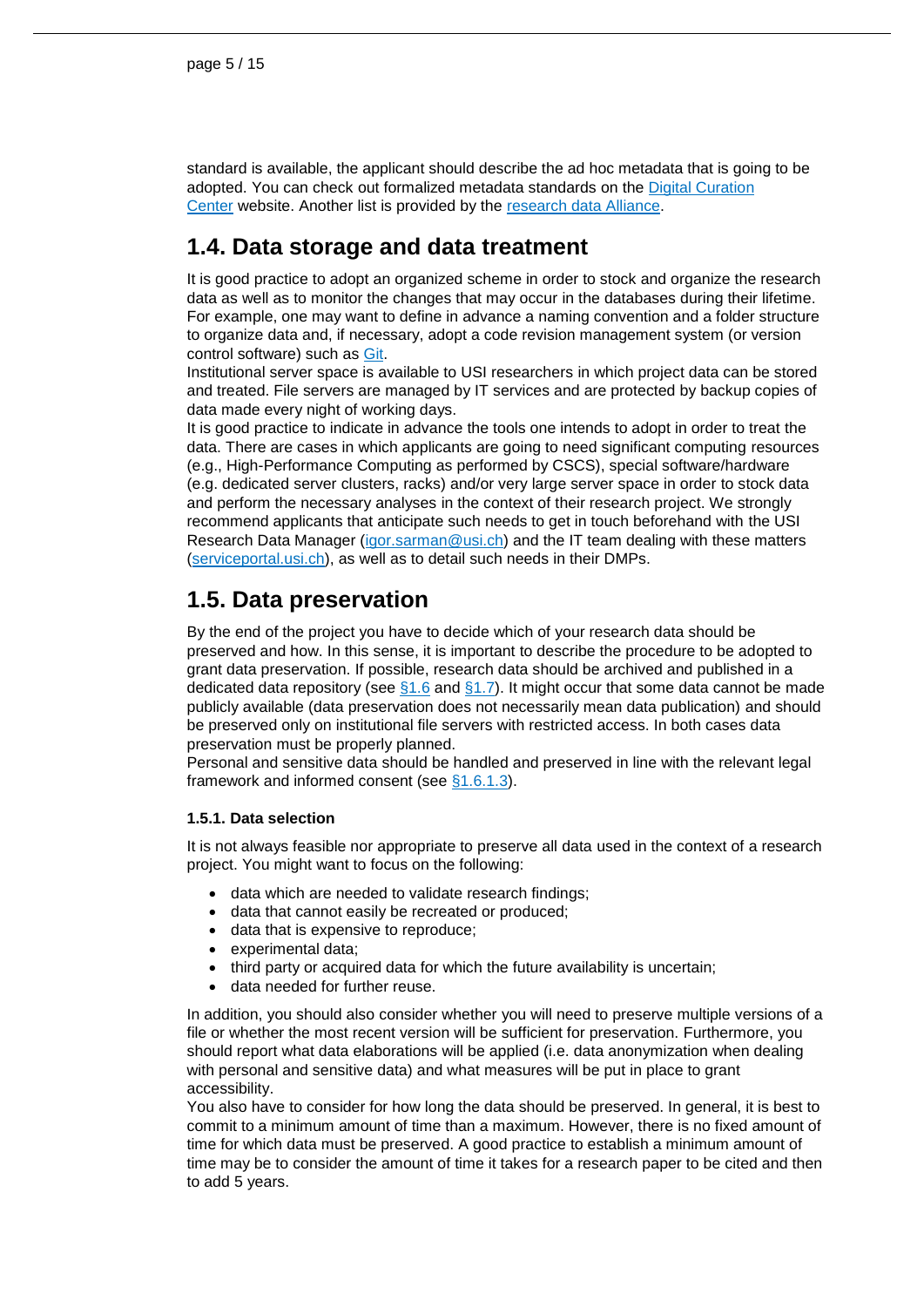standard is available, the applicant should describe the ad hoc metadata that is going to be adopted. You can check out formalized metadata standards on the [Digital Curation Center](#) website. Another list is provided by the [research data Alliance](#).

## 1.4. Data storage and data treatment

It is good practice to adopt an organized scheme in order to stock and organize the research data as well as to monitor the changes that may occur in the databases during their lifetime. For example, one may want to define in advance a naming convention and a folder structure to organize data and, if necessary, adopt a code revision management system (or version control software) such as [Git](#).
Institutional server space is available to USI researchers in which project data can be stored and treated. File servers are managed by IT services and are protected by backup copies of data made every night of working days.
It is good practice to indicate in advance the tools one intends to adopt in order to treat the data. There are cases in which applicants are going to need significant computing resources (e.g., High-Performance Computing as performed by CSCS), special software/hardware (e.g. dedicated server clusters, racks) and/or very large server space in order to stock data and perform the necessary analyses in the context of their research project. We strongly recommend applicants that anticipate such needs to get in touch beforehand with the USI Research Data Manager (igor.sarman@usi.ch) and the IT team dealing with these matters (serviceportal.usi.ch), as well as to detail such needs in their DMPs.

## 1.5. Data preservation

By the end of the project you have to decide which of your research data should be preserved and how. In this sense, it is important to describe the procedure to be adopted to grant data preservation. If possible, research data should be archived and published in a dedicated data repository (see §1.6 and §1.7). It might occur that some data cannot be made publicly available (data preservation does not necessarily mean data publication) and should be preserved only on institutional file servers with restricted access. In both cases data preservation must be properly planned.
Personal and sensitive data should be handled and preserved in line with the relevant legal framework and informed consent (see §1.6.1.3).

### 1.5.1. Data selection

It is not always feasible nor appropriate to preserve all data used in the context of a research project. You might want to focus on the following:

- data which are needed to validate research findings;
- data that cannot easily be recreated or produced;
- data that is expensive to reproduce;
- experimental data;
- third party or acquired data for which the future availability is uncertain;
- data needed for further reuse.

In addition, you should also consider whether you will need to preserve multiple versions of a file or whether the most recent version will be sufficient for preservation. Furthermore, you should report what data elaborations will be applied (i.e. data anonymization when dealing with personal and sensitive data) and what measures will be put in place to grant accessibility.
You also have to consider for how long the data should be preserved. In general, it is best to commit to a minimum amount of time than a maximum. However, there is no fixed amount of time for which data must be preserved. A good practice to establish a minimum amount of time may be to consider the amount of time it takes for a research paper to be cited and then to add 5 years.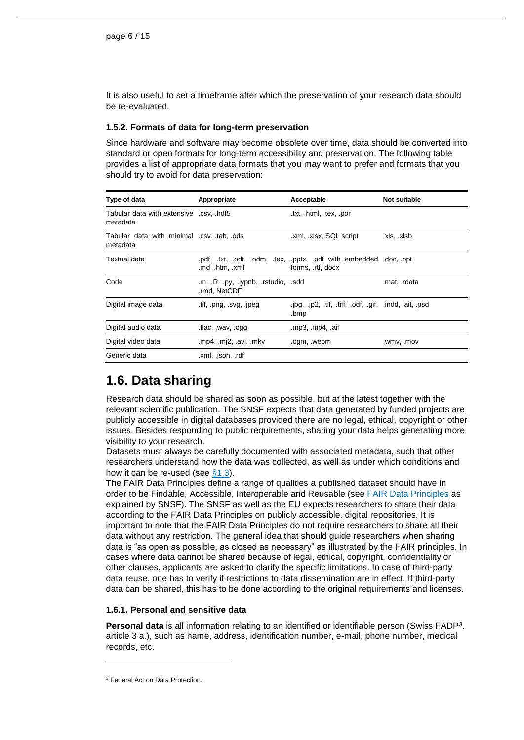It is also useful to set a timeframe after which the preservation of your research data should be re-evaluated.

#### 1.5.2. Formats of data for long-term preservation

Since hardware and software may become obsolete over time, data should be converted into standard or open formats for long-term accessibility and preservation. The following table provides a list of appropriate data formats that you may want to prefer and formats that you should try to avoid for data preservation:

| Type of data | Appropriate | Acceptable | Not suitable |
|---|---|---|---|
| Tabular data with extensive metadata | .csv, .hdf5 | .txt, .html, .tex, .por | |
| Tabular data with minimal metadata | .csv, .tab, .ods | .xml, .xlsx, SQL script | .xls, .xlsb |
| Textual data | .pdf, .txt, .odt, .odm, .tex, .md, .htm, .xml | .pptx, .pdf with embedded forms, .rtf, docx | .doc, .ppt |
| Code | .m, .R, .py, .iypnb, .rstudio, .rmd, NetCDF | .sdd | .mat, .rdata |
| Digital image data | .tif, .png, .svg, .jpeg | .jpg, .jp2, .tif, .tiff, .odf, .gif, .bmp | .indd, .ait, .psd |
| Digital audio data | .flac, .wav, .ogg | .mp3, .mp4, .aif | |
| Digital video data | .mp4, .mj2, .avi, .mkv | .ogm, .webm | .wmv, .mov |
| Generic data | .xml, .json, .rdf | | |

## 1.6. Data sharing

Research data should be shared as soon as possible, but at the latest together with the relevant scientific publication. The SNSF expects that data generated by funded projects are publicly accessible in digital databases provided there are no legal, ethical, copyright or other issues. Besides responding to public requirements, sharing your data helps generating more visibility to your research.
Datasets must always be carefully documented with associated metadata, such that other researchers understand how the data was collected, as well as under which conditions and how it can be re-used (see §1.3).
The FAIR Data Principles define a range of qualities a published dataset should have in order to be Findable, Accessible, Interoperable and Reusable (see FAIR Data Principles as explained by SNSF). The SNSF as well as the EU expects researchers to share their data according to the FAIR Data Principles on publicly accessible, digital repositories. It is important to note that the FAIR Data Principles do not require researchers to share all their data without any restriction. The general idea that should guide researchers when sharing data is "as open as possible, as closed as necessary" as illustrated by the FAIR principles. In cases where data cannot be shared because of legal, ethical, copyright, confidentiality or other clauses, applicants are asked to clarify the specific limitations. In case of third-party data reuse, one has to verify if restrictions to data dissemination are in effect. If third-party data can be shared, this has to be done according to the original requirements and licenses.

#### 1.6.1. Personal and sensitive data

**Personal data** is all information relating to an identified or identifiable person (Swiss FADP[3], article 3 a.), such as name, address, identification number, e-mail, phone number, medical records, etc.

[3] Federal Act on Data Protection.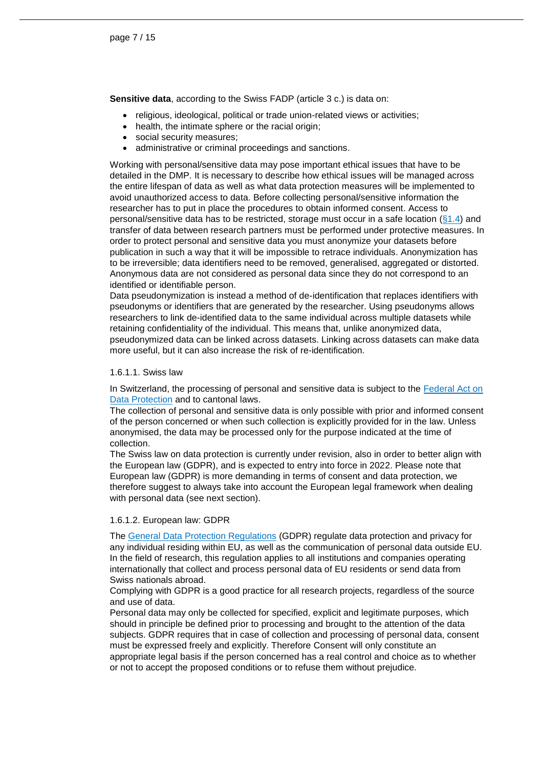**Sensitive data**, according to the Swiss FADP (article 3 c.) is data on:

- religious, ideological, political or trade union-related views or activities;
- health, the intimate sphere or the racial origin;
- social security measures;
- administrative or criminal proceedings and sanctions.

Working with personal/sensitive data may pose important ethical issues that have to be detailed in the DMP. It is necessary to describe how ethical issues will be managed across the entire lifespan of data as well as what data protection measures will be implemented to avoid unauthorized access to data. Before collecting personal/sensitive information the researcher has to put in place the procedures to obtain informed consent. Access to personal/sensitive data has to be restricted, storage must occur in a safe location (§1.4) and transfer of data between research partners must be performed under protective measures. In order to protect personal and sensitive data you must anonymize your datasets before publication in such a way that it will be impossible to retrace individuals. Anonymization has to be irreversible; data identifiers need to be removed, generalised, aggregated or distorted. Anonymous data are not considered as personal data since they do not correspond to an identified or identifiable person.
Data pseudonymization is instead a method of de-identification that replaces identifiers with pseudonyms or identifiers that are generated by the researcher. Using pseudonyms allows researchers to link de-identified data to the same individual across multiple datasets while retaining confidentiality of the individual. This means that, unlike anonymized data, pseudonymized data can be linked across datasets. Linking across datasets can make data more useful, but it can also increase the risk of re-identification.

#### 1.6.1.1. Swiss law

In Switzerland, the processing of personal and sensitive data is subject to the Federal Act on Data Protection and to cantonal laws.
The collection of personal and sensitive data is only possible with prior and informed consent of the person concerned or when such collection is explicitly provided for in the law. Unless anonymised, the data may be processed only for the purpose indicated at the time of collection.
The Swiss law on data protection is currently under revision, also in order to better align with the European law (GDPR), and is expected to entry into force in 2022. Please note that European law (GDPR) is more demanding in terms of consent and data protection, we therefore suggest to always take into account the European legal framework when dealing with personal data (see next section).

#### 1.6.1.2. European law: GDPR

The General Data Protection Regulations (GDPR) regulate data protection and privacy for any individual residing within EU, as well as the communication of personal data outside EU. In the field of research, this regulation applies to all institutions and companies operating internationally that collect and process personal data of EU residents or send data from Swiss nationals abroad.
Complying with GDPR is a good practice for all research projects, regardless of the source and use of data.
Personal data may only be collected for specified, explicit and legitimate purposes, which should in principle be defined prior to processing and brought to the attention of the data subjects. GDPR requires that in case of collection and processing of personal data, consent must be expressed freely and explicitly. Therefore Consent will only constitute an appropriate legal basis if the person concerned has a real control and choice as to whether or not to accept the proposed conditions or to refuse them without prejudice.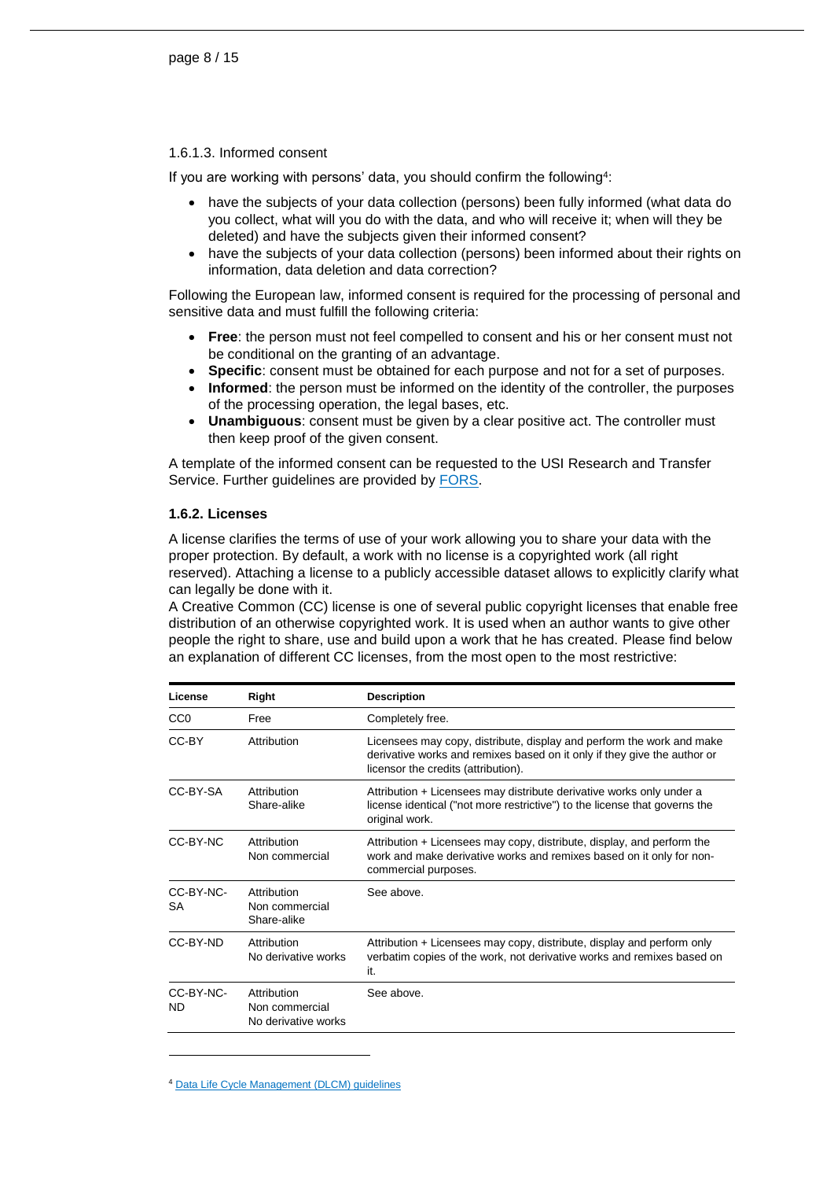1.6.1.3. Informed consent

If you are working with persons' data, you should confirm the following[4]:

- have the subjects of your data collection (persons) been fully informed (what data do you collect, what will you do with the data, and who will receive it; when will they be deleted) and have the subjects given their informed consent?
- have the subjects of your data collection (persons) been informed about their rights on information, data deletion and data correction?

Following the European law, informed consent is required for the processing of personal and sensitive data and must fulfill the following criteria:

- **Free**: the person must not feel compelled to consent and his or her consent must not be conditional on the granting of an advantage.
- **Specific**: consent must be obtained for each purpose and not for a set of purposes.
- **Informed**: the person must be informed on the identity of the controller, the purposes of the processing operation, the legal bases, etc.
- **Unambiguous**: consent must be given by a clear positive act. The controller must then keep proof of the given consent.

A template of the informed consent can be requested to the USI Research and Transfer Service. Further guidelines are provided by [FORS](FORS).

### 1.6.2. Licenses

A license clarifies the terms of use of your work allowing you to share your data with the proper protection. By default, a work with no license is a copyrighted work (all right reserved). Attaching a license to a publicly accessible dataset allows to explicitly clarify what can legally be done with it.

A Creative Common (CC) license is one of several public copyright licenses that enable free distribution of an otherwise copyrighted work. It is used when an author wants to give other people the right to share, use and build upon a work that he has created. Please find below an explanation of different CC licenses, from the most open to the most restrictive:

| License | Right | Description |
|---|---|---|
| CC0 | Free | Completely free. |
| CC-BY | Attribution | Licensees may copy, distribute, display and perform the work and make derivative works and remixes based on it only if they give the author or licensor the credits (attribution). |
| CC-BY-SA | Attribution Share-alike | Attribution + Licensees may distribute derivative works only under a license identical ("not more restrictive") to the license that governs the original work. |
| CC-BY-NC | Attribution Non commercial | Attribution + Licensees may copy, distribute, display, and perform the work and make derivative works and remixes based on it only for non-commercial purposes. |
| CC-BY-NC-SA | Attribution Non commercial Share-alike | See above. |
| CC-BY-ND | Attribution No derivative works | Attribution + Licensees may copy, distribute, display and perform only verbatim copies of the work, not derivative works and remixes based on it. |
| CC-BY-NC-ND | Attribution Non commercial No derivative works | See above. |

[4] Data Life Cycle Management (DLCM) guidelines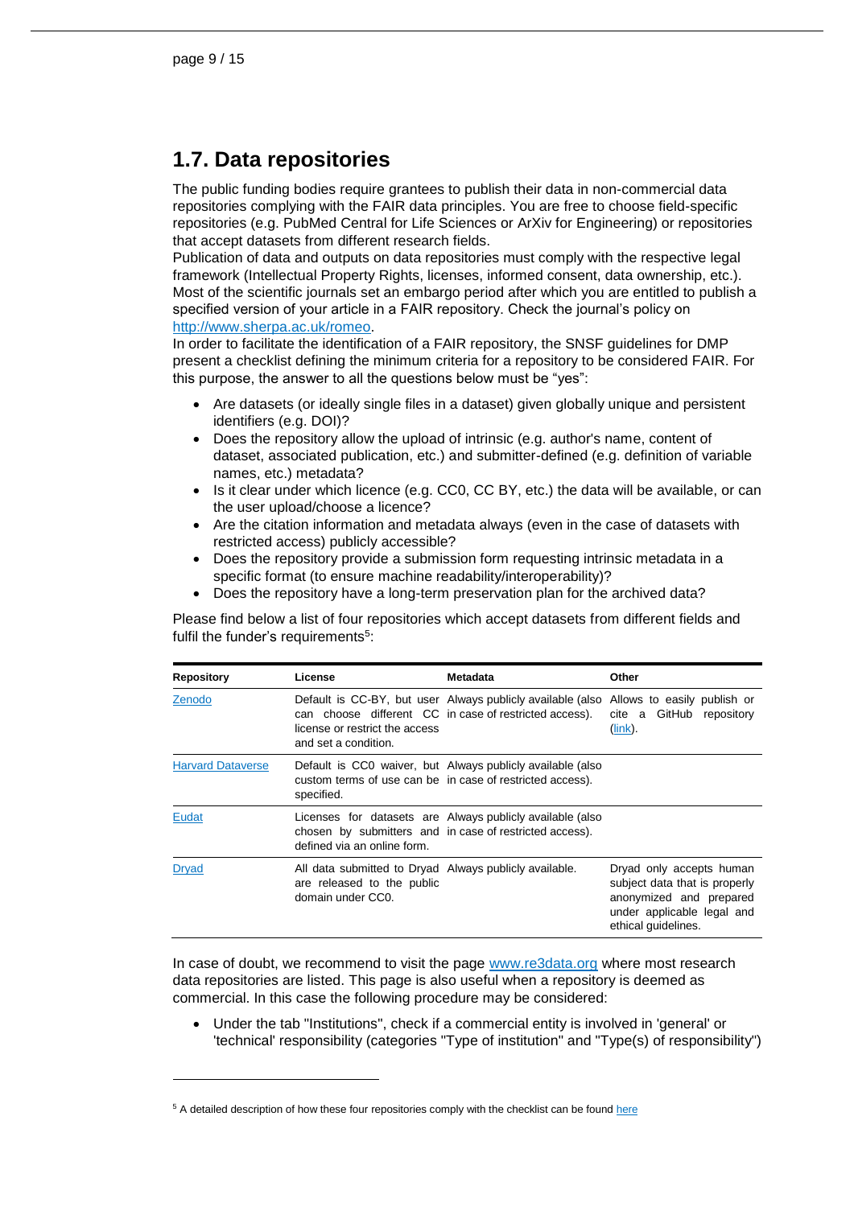## 1.7. Data repositories

The public funding bodies require grantees to publish their data in non-commercial data repositories complying with the FAIR data principles. You are free to choose field-specific repositories (e.g. PubMed Central for Life Sciences or ArXiv for Engineering) or repositories that accept datasets from different research fields.
Publication of data and outputs on data repositories must comply with the respective legal framework (Intellectual Property Rights, licenses, informed consent, data ownership, etc.). Most of the scientific journals set an embargo period after which you are entitled to publish a specified version of your article in a FAIR repository. Check the journal's policy on [http://www.sherpa.ac.uk/romeo](http://www.sherpa.ac.uk/romeo).
In order to facilitate the identification of a FAIR repository, the SNSF guidelines for DMP present a checklist defining the minimum criteria for a repository to be considered FAIR. For this purpose, the answer to all the questions below must be "yes":

- Are datasets (or ideally single files in a dataset) given globally unique and persistent identifiers (e.g. DOI)?
- Does the repository allow the upload of intrinsic (e.g. author's name, content of dataset, associated publication, etc.) and submitter-defined (e.g. definition of variable names, etc.) metadata?
- Is it clear under which licence (e.g. CC0, CC BY, etc.) the data will be available, or can the user upload/choose a licence?
- Are the citation information and metadata always (even in the case of datasets with restricted access) publicly accessible?
- Does the repository provide a submission form requesting intrinsic metadata in a specific format (to ensure machine readability/interoperability)?
- Does the repository have a long-term preservation plan for the archived data?

Please find below a list of four repositories which accept datasets from different fields and fulfil the funder's requirements[5]:

| Repository | License | Metadata | Other |
|---|---|---|---|
| Zenodo | Default is CC-BY, but user can choose different CC license or restrict the access and set a condition. | Always publicly available (also in case of restricted access). | Allows to easily publish or cite a GitHub repository (link). |
| Harvard Dataverse | Default is CC0 waiver, but custom terms of use can be specified. | Always publicly available (also in case of restricted access). | |
| Eudat | Licenses for datasets are chosen by submitters and defined via an online form. | Always publicly available (also in case of restricted access). | |
| Dryad | All data submitted to Dryad are released to the public domain under CC0. | Always publicly available. | Dryad only accepts human subject data that is properly anonymized and prepared under applicable legal and ethical guidelines. |

In case of doubt, we recommend to visit the page [www.re3data.org](http://www.re3data.org) where most research data repositories are listed. This page is also useful when a repository is deemed as commercial. In this case the following procedure may be considered:

- Under the tab "Institutions", check if a commercial entity is involved in 'general' or 'technical' responsibility (categories "Type of institution" and "Type(s) of responsibility")

[5] A detailed description of how these four repositories comply with the checklist can be found here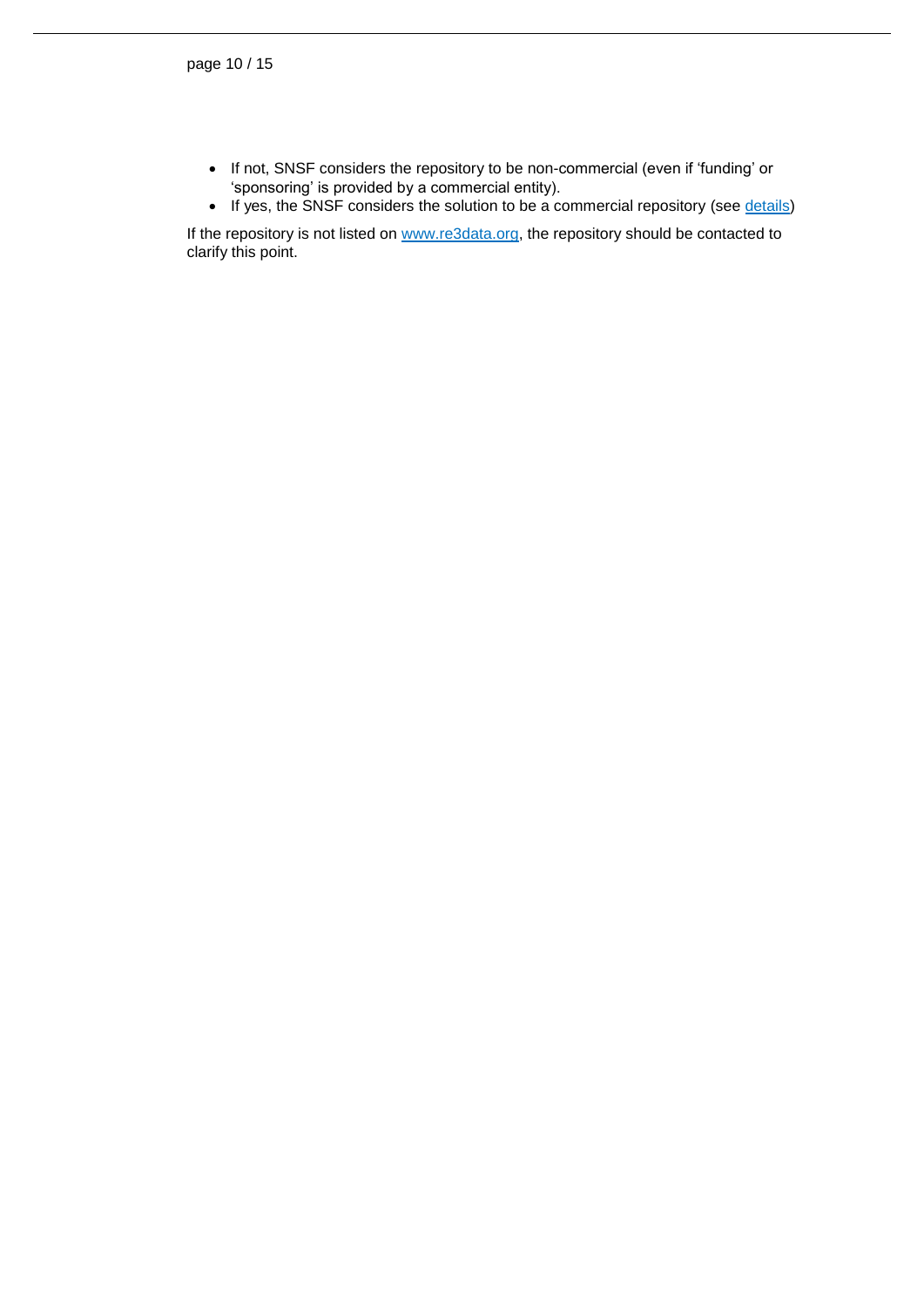- If not, SNSF considers the repository to be non-commercial (even if 'funding' or 'sponsoring' is provided by a commercial entity).
- If yes, the SNSF considers the solution to be a commercial repository (see details)

If the repository is not listed on www.re3data.org, the repository should be contacted to clarify this point.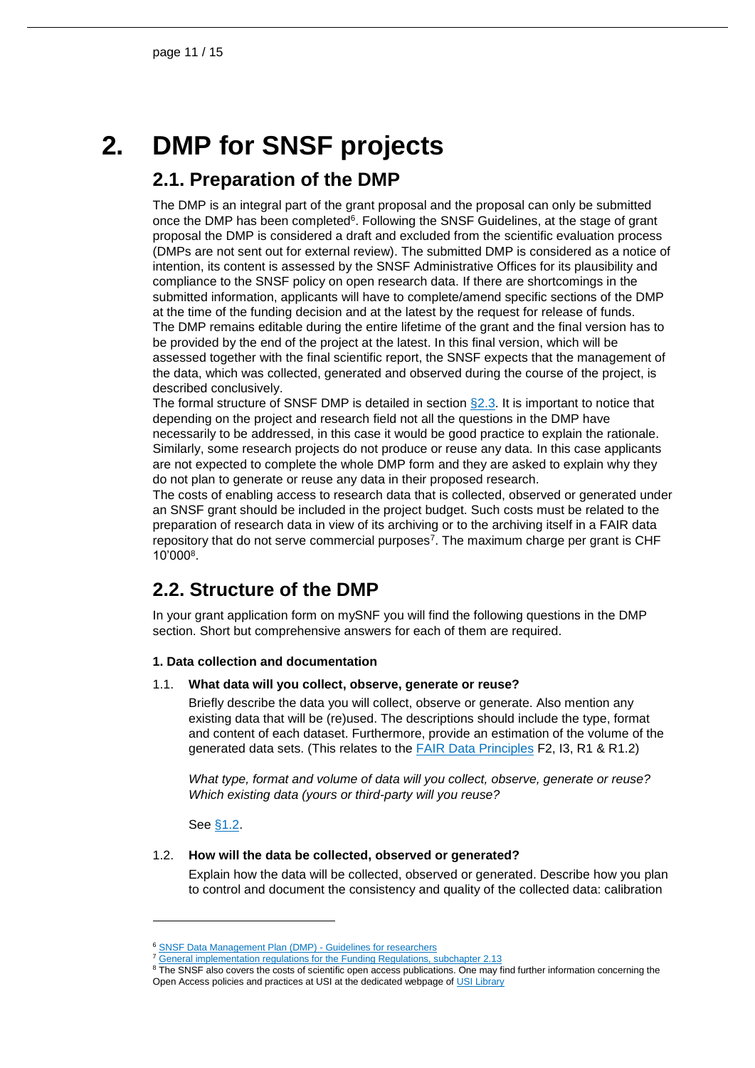# 2. DMP for SNSF projects

## 2.1. Preparation of the DMP

The DMP is an integral part of the grant proposal and the proposal can only be submitted once the DMP has been completed[6]. Following the SNSF Guidelines, at the stage of grant proposal the DMP is considered a draft and excluded from the scientific evaluation process (DMPs are not sent out for external review). The submitted DMP is considered as a notice of intention, its content is assessed by the SNSF Administrative Offices for its plausibility and compliance to the SNSF policy on open research data. If there are shortcomings in the submitted information, applicants will have to complete/amend specific sections of the DMP at the time of the funding decision and at the latest by the request for release of funds.
The DMP remains editable during the entire lifetime of the grant and the final version has to be provided by the end of the project at the latest. In this final version, which will be assessed together with the final scientific report, the SNSF expects that the management of the data, which was collected, generated and observed during the course of the project, is described conclusively.
The formal structure of SNSF DMP is detailed in section §2.3. It is important to notice that depending on the project and research field not all the questions in the DMP have necessarily to be addressed, in this case it would be good practice to explain the rationale. Similarly, some research projects do not produce or reuse any data. In this case applicants are not expected to complete the whole DMP form and they are asked to explain why they do not plan to generate or reuse any data in their proposed research.
The costs of enabling access to research data that is collected, observed or generated under an SNSF grant should be included in the project budget. Such costs must be related to the preparation of research data in view of its archiving or to the archiving itself in a FAIR data repository that do not serve commercial purposes[7]. The maximum charge per grant is CHF 10'000[8].

## 2.2. Structure of the DMP

In your grant application form on mySNF you will find the following questions in the DMP section. Short but comprehensive answers for each of them are required.

**1. Data collection and documentation**

1.1. **What data will you collect, observe, generate or reuse?**

Briefly describe the data you will collect, observe or generate. Also mention any existing data that will be (re)used. The descriptions should include the type, format and content of each dataset. Furthermore, provide an estimation of the volume of the generated data sets. (This relates to the FAIR Data Principles F2, I3, R1 & R1.2)

*What type, format and volume of data will you collect, observe, generate or reuse? Which existing data (yours or third-party will you reuse?*

See §1.2.

1.2. **How will the data be collected, observed or generated?**

Explain how the data will be collected, observed or generated. Describe how you plan to control and document the consistency and quality of the collected data: calibration

---

[6] SNSF Data Management Plan (DMP) - Guidelines for researchers
[7] General implementation regulations for the Funding Regulations, subchapter 2.13
[8] The SNSF also covers the costs of scientific open access publications. One may find further information concerning the Open Access policies and practices at USI at the dedicated webpage of USI Library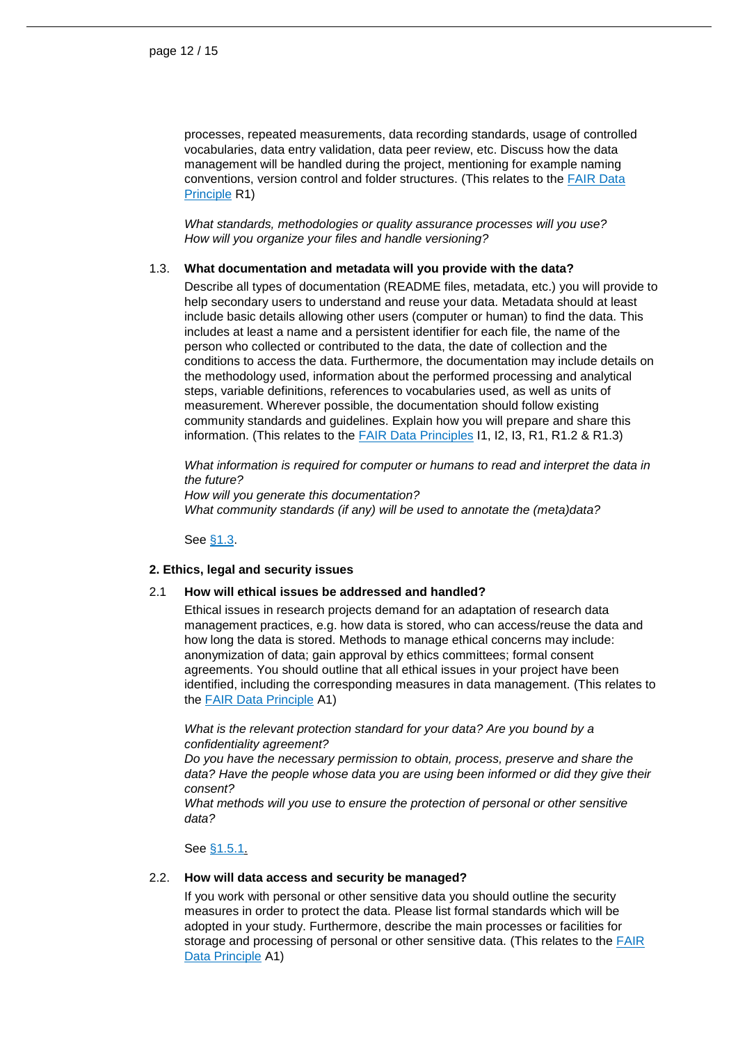processes, repeated measurements, data recording standards, usage of controlled vocabularies, data entry validation, data peer review, etc. Discuss how the data management will be handled during the project, mentioning for example naming conventions, version control and folder structures. (This relates to the FAIR Data Principle R1)

*What standards, methodologies or quality assurance processes will you use?*
*How will you organize your files and handle versioning?*

1.3. **What documentation and metadata will you provide with the data?**

Describe all types of documentation (README files, metadata, etc.) you will provide to help secondary users to understand and reuse your data. Metadata should at least include basic details allowing other users (computer or human) to find the data. This includes at least a name and a persistent identifier for each file, the name of the person who collected or contributed to the data, the date of collection and the conditions to access the data. Furthermore, the documentation may include details on the methodology used, information about the performed processing and analytical steps, variable definitions, references to vocabularies used, as well as units of measurement. Wherever possible, the documentation should follow existing community standards and guidelines. Explain how you will prepare and share this information. (This relates to the FAIR Data Principles I1, I2, I3, R1, R1.2 & R1.3)

*What information is required for computer or humans to read and interpret the data in the future?*
*How will you generate this documentation?*
*What community standards (if any) will be used to annotate the (meta)data?*

See §1.3.

**2. Ethics, legal and security issues**

2.1 **How will ethical issues be addressed and handled?**

Ethical issues in research projects demand for an adaptation of research data management practices, e.g. how data is stored, who can access/reuse the data and how long the data is stored. Methods to manage ethical concerns may include: anonymization of data; gain approval by ethics committees; formal consent agreements. You should outline that all ethical issues in your project have been identified, including the corresponding measures in data management. (This relates to the FAIR Data Principle A1)

*What is the relevant protection standard for your data? Are you bound by a confidentiality agreement?*
*Do you have the necessary permission to obtain, process, preserve and share the data? Have the people whose data you are using been informed or did they give their consent?*
*What methods will you use to ensure the protection of personal or other sensitive data?*

See §1.5.1.

2.2. **How will data access and security be managed?**

If you work with personal or other sensitive data you should outline the security measures in order to protect the data. Please list formal standards which will be adopted in your study. Furthermore, describe the main processes or facilities for storage and processing of personal or other sensitive data. (This relates to the FAIR Data Principle A1)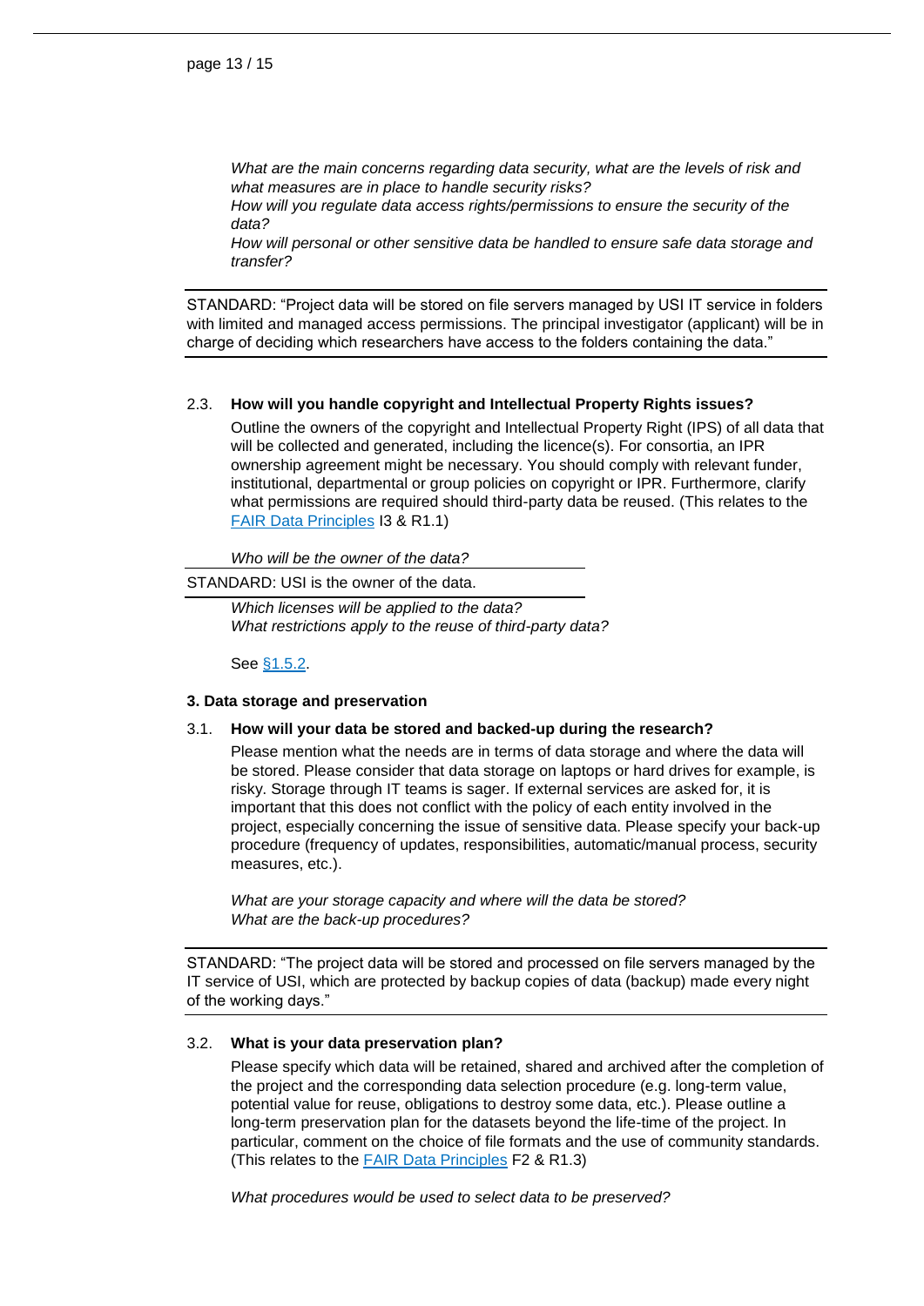*What are the main concerns regarding data security, what are the levels of risk and what measures are in place to handle security risks?*
*How will you regulate data access rights/permissions to ensure the security of the data?*
*How will personal or other sensitive data be handled to ensure safe data storage and transfer?*

---

STANDARD: "Project data will be stored on file servers managed by USI IT service in folders with limited and managed access permissions. The principal investigator (applicant) will be in charge of deciding which researchers have access to the folders containing the data."

---

2.3. **How will you handle copyright and Intellectual Property Rights issues?**

Outline the owners of the copyright and Intellectual Property Right (IPS) of all data that will be collected and generated, including the licence(s). For consortia, an IPR ownership agreement might be necessary. You should comply with relevant funder, institutional, departmental or group policies on copyright or IPR. Furthermore, clarify what permissions are required should third-party data be reused. (This relates to the [FAIR Data Principles]() I3 & R1.1)

*Who will be the owner of the data?*

---

STANDARD: USI is the owner of the data.

---

*Which licenses will be applied to the data?*
*What restrictions apply to the reuse of third-party data?*

See [§1.5.2]().

**3. Data storage and preservation**

3.1. **How will your data be stored and backed-up during the research?**

Please mention what the needs are in terms of data storage and where the data will be stored. Please consider that data storage on laptops or hard drives for example, is risky. Storage through IT teams is sager. If external services are asked for, it is important that this does not conflict with the policy of each entity involved in the project, especially concerning the issue of sensitive data. Please specify your back-up procedure (frequency of updates, responsibilities, automatic/manual process, security measures, etc.).

*What are your storage capacity and where will the data be stored?*
*What are the back-up procedures?*

---

STANDARD: "The project data will be stored and processed on file servers managed by the IT service of USI, which are protected by backup copies of data (backup) made every night of the working days."

---

3.2. **What is your data preservation plan?**

Please specify which data will be retained, shared and archived after the completion of the project and the corresponding data selection procedure (e.g. long-term value, potential value for reuse, obligations to destroy some data, etc.). Please outline a long-term preservation plan for the datasets beyond the life-time of the project. In particular, comment on the choice of file formats and the use of community standards. (This relates to the [FAIR Data Principles]() F2 & R1.3)

*What procedures would be used to select data to be preserved?*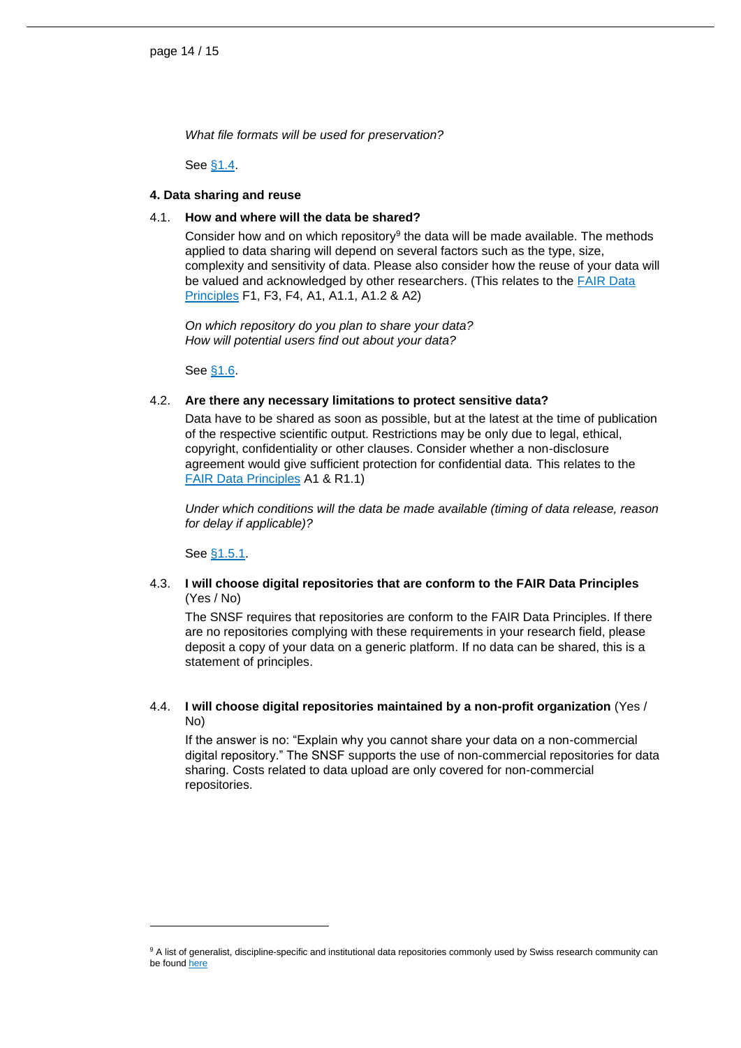*What file formats will be used for preservation?*

See §1.4.

**4. Data sharing and reuse**

4.1. **How and where will the data be shared?**

Consider how and on which repository[9] the data will be made available. The methods applied to data sharing will depend on several factors such as the type, size, complexity and sensitivity of data. Please also consider how the reuse of your data will be valued and acknowledged by other researchers. (This relates to the FAIR Data Principles F1, F3, F4, A1, A1.1, A1.2 & A2)

*On which repository do you plan to share your data?*
*How will potential users find out about your data?*

See §1.6.

4.2. **Are there any necessary limitations to protect sensitive data?**

Data have to be shared as soon as possible, but at the latest at the time of publication of the respective scientific output. Restrictions may be only due to legal, ethical, copyright, confidentiality or other clauses. Consider whether a non-disclosure agreement would give sufficient protection for confidential data. This relates to the FAIR Data Principles A1 & R1.1)

*Under which conditions will the data be made available (timing of data release, reason for delay if applicable)?*

See §1.5.1.

4.3. **I will choose digital repositories that are conform to the FAIR Data Principles** (Yes / No)

The SNSF requires that repositories are conform to the FAIR Data Principles. If there are no repositories complying with these requirements in your research field, please deposit a copy of your data on a generic platform. If no data can be shared, this is a statement of principles.

4.4. **I will choose digital repositories maintained by a non-profit organization** (Yes / No)

If the answer is no: "Explain why you cannot share your data on a non-commercial digital repository." The SNSF supports the use of non-commercial repositories for data sharing. Costs related to data upload are only covered for non-commercial repositories.

---

[9] A list of generalist, discipline-specific and institutional data repositories commonly used by Swiss research community can be found here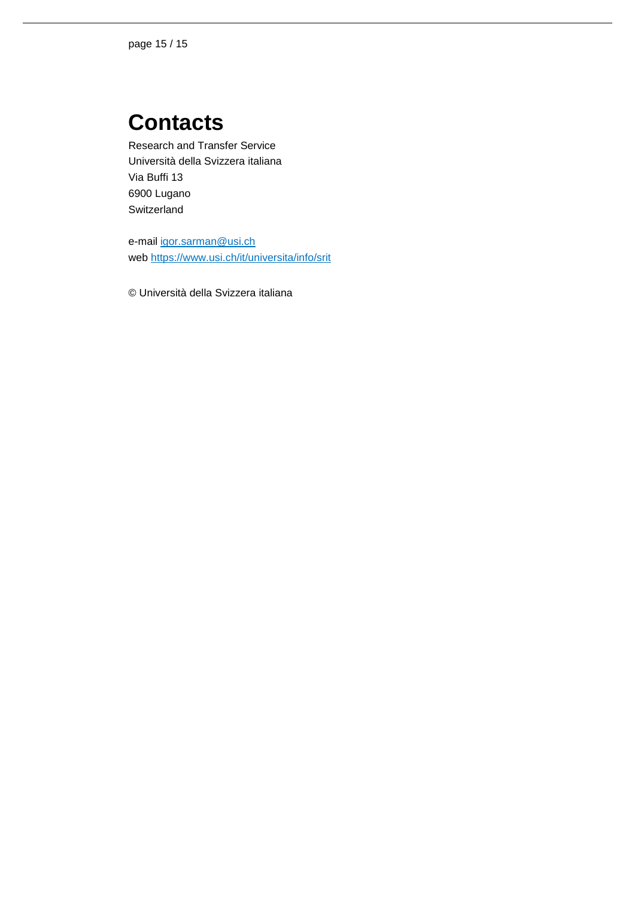# Contacts

Research and Transfer Service
Università della Svizzera italiana
Via Buffi 13
6900 Lugano
Switzerland

e-mail [igor.sarman@usi.ch](mailto:igor.sarman@usi.ch)
web [https://www.usi.ch/it/universita/info/srit](https://www.usi.ch/it/universita/info/srit)

© Università della Svizzera italiana